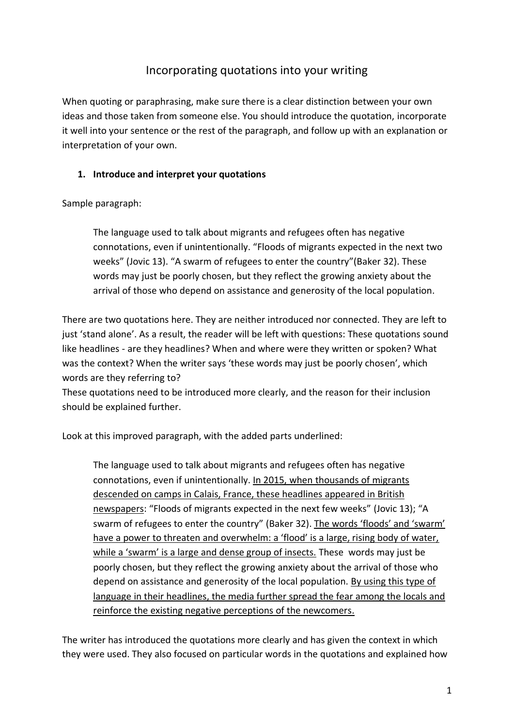# Incorporating quotations into your writing

When quoting or paraphrasing, make sure there is a clear distinction between your own ideas and those taken from someone else. You should introduce the quotation, incorporate it well into your sentence or the rest of the paragraph, and follow up with an explanation or interpretation of your own.

## 1. Introduce and interpret your quotations

Sample paragraph:

> The language used to talk about migrants and refugees often has negative connotations, even if unintentionally. “Floods of migrants expected in the next two weeks” (Jovic 13). “A swarm of refugees to enter the country”(Baker 32). These words may just be poorly chosen, but they reflect the growing anxiety about the arrival of those who depend on assistance and generosity of the local population.

There are two quotations here. They are neither introduced nor connected. They are left to just ‘stand alone’. As a result, the reader will be left with questions: These quotations sound like headlines - are they headlines? When and where were they written or spoken? What was the context? When the writer says ‘these words may just be poorly chosen’, which words are they referring to?
These quotations need to be introduced more clearly, and the reason for their inclusion should be explained further.

Look at this improved paragraph, with the added parts underlined:

> The language used to talk about migrants and refugees often has negative connotations, even if unintentionally. <u>In 2015, when thousands of migrants descended on camps in Calais, France, these headlines appeared in British newspapers</u>: “Floods of migrants expected in the next few weeks” (Jovic 13); “A swarm of refugees to enter the country” (Baker 32). <u>The words ‘floods’ and ‘swarm’ have a power to threaten and overwhelm: a ‘flood’ is a large, rising body of water, while a ‘swarm’ is a large and dense group of insects.</u> These words may just be poorly chosen, but they reflect the growing anxiety about the arrival of those who depend on assistance and generosity of the local population. <u>By using this type of language in their headlines, the media further spread the fear among the locals and reinforce the existing negative perceptions of the newcomers.</u>

The writer has introduced the quotations more clearly and has given the context in which they were used. They also focused on particular words in the quotations and explained how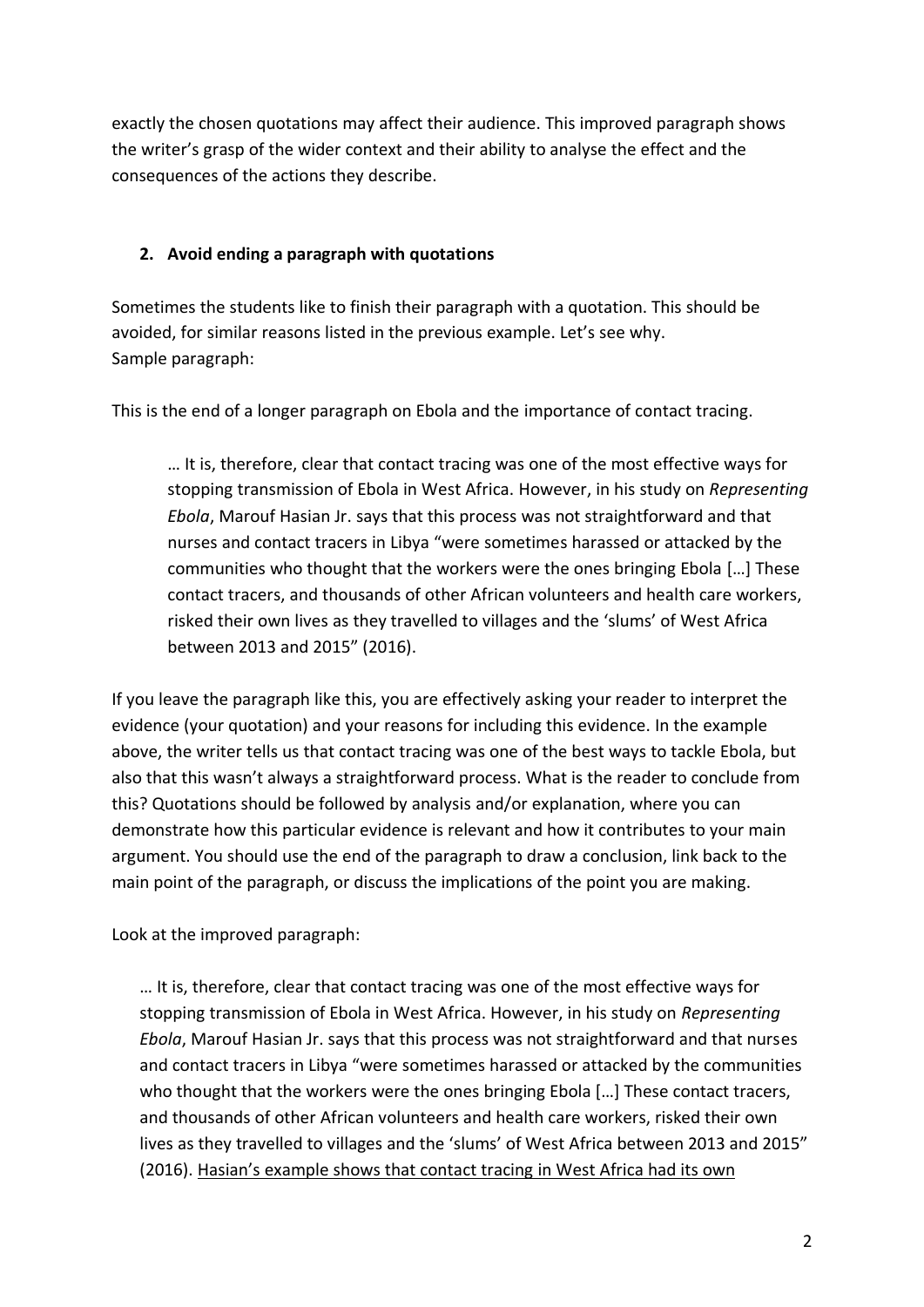exactly the chosen quotations may affect their audience. This improved paragraph shows the writer's grasp of the wider context and their ability to analyse the effect and the consequences of the actions they describe.

## 2. Avoid ending a paragraph with quotations

Sometimes the students like to finish their paragraph with a quotation. This should be avoided, for similar reasons listed in the previous example. Let's see why.
Sample paragraph:

This is the end of a longer paragraph on Ebola and the importance of contact tracing.

> … It is, therefore, clear that contact tracing was one of the most effective ways for stopping transmission of Ebola in West Africa. However, in his study on *Representing Ebola*, Marouf Hasian Jr. says that this process was not straightforward and that nurses and contact tracers in Libya "were sometimes harassed or attacked by the communities who thought that the workers were the ones bringing Ebola […] These contact tracers, and thousands of other African volunteers and health care workers, risked their own lives as they travelled to villages and the 'slums' of West Africa between 2013 and 2015" (2016).

If you leave the paragraph like this, you are effectively asking your reader to interpret the evidence (your quotation) and your reasons for including this evidence. In the example above, the writer tells us that contact tracing was one of the best ways to tackle Ebola, but also that this wasn't always a straightforward process. What is the reader to conclude from this? Quotations should be followed by analysis and/or explanation, where you can demonstrate how this particular evidence is relevant and how it contributes to your main argument. You should use the end of the paragraph to draw a conclusion, link back to the main point of the paragraph, or discuss the implications of the point you are making.

Look at the improved paragraph:

> … It is, therefore, clear that contact tracing was one of the most effective ways for stopping transmission of Ebola in West Africa. However, in his study on *Representing Ebola*, Marouf Hasian Jr. says that this process was not straightforward and that nurses and contact tracers in Libya "were sometimes harassed or attacked by the communities who thought that the workers were the ones bringing Ebola […] These contact tracers, and thousands of other African volunteers and health care workers, risked their own lives as they travelled to villages and the 'slums' of West Africa between 2013 and 2015" (2016). <u>Hasian's example shows that contact tracing in West Africa had its own</u>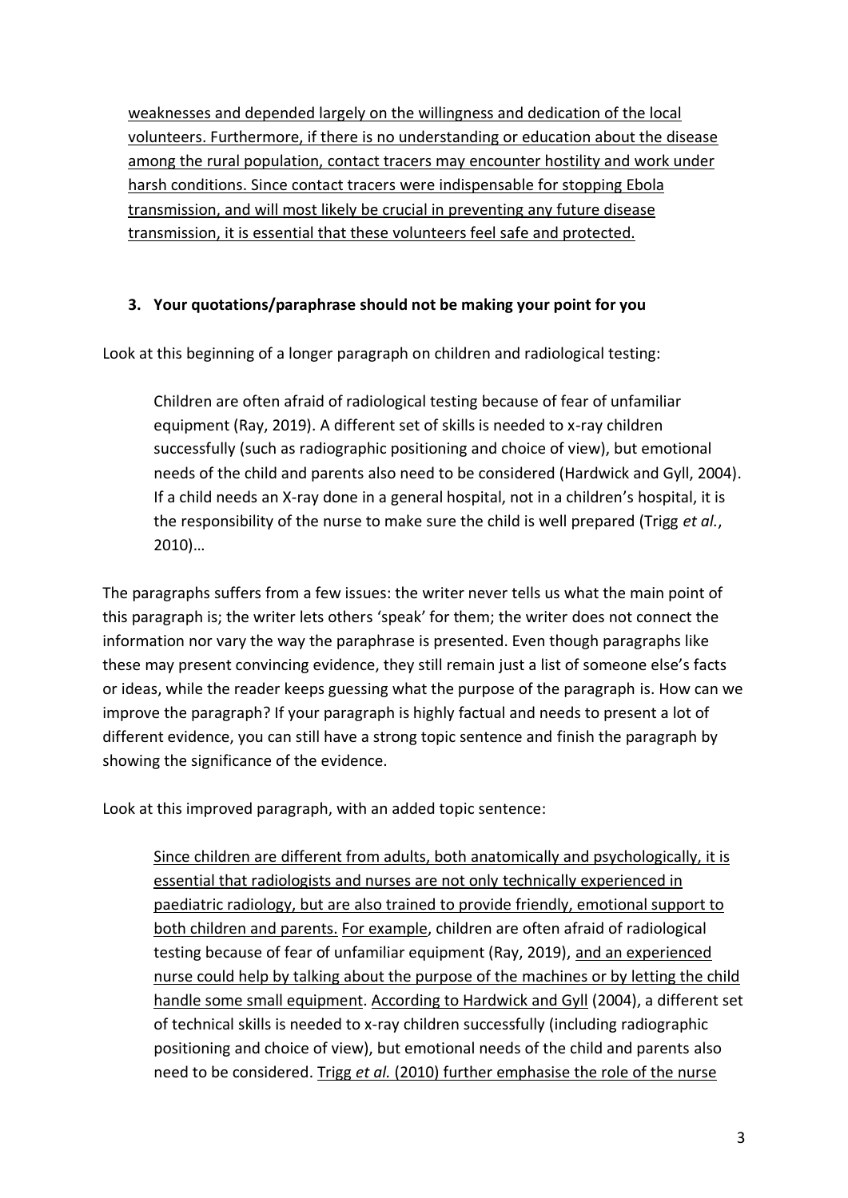weaknesses and depended largely on the willingness and dedication of the local volunteers. Furthermore, if there is no understanding or education about the disease among the rural population, contact tracers may encounter hostility and work under harsh conditions. Since contact tracers were indispensable for stopping Ebola transmission, and will most likely be crucial in preventing any future disease transmission, it is essential that these volunteers feel safe and protected.

### 3. Your quotations/paraphrase should not be making your point for you

Look at this beginning of a longer paragraph on children and radiological testing:

> Children are often afraid of radiological testing because of fear of unfamiliar equipment (Ray, 2019). A different set of skills is needed to x-ray children successfully (such as radiographic positioning and choice of view), but emotional needs of the child and parents also need to be considered (Hardwick and Gyll, 2004). If a child needs an X-ray done in a general hospital, not in a children's hospital, it is the responsibility of the nurse to make sure the child is well prepared (Trigg *et al.*, 2010)…

The paragraphs suffers from a few issues: the writer never tells us what the main point of this paragraph is; the writer lets others 'speak' for them; the writer does not connect the information nor vary the way the paraphrase is presented. Even though paragraphs like these may present convincing evidence, they still remain just a list of someone else's facts or ideas, while the reader keeps guessing what the purpose of the paragraph is. How can we improve the paragraph? If your paragraph is highly factual and needs to present a lot of different evidence, you can still have a strong topic sentence and finish the paragraph by showing the significance of the evidence.

Look at this improved paragraph, with an added topic sentence:

> Since children are different from adults, both anatomically and psychologically, it is essential that radiologists and nurses are not only technically experienced in paediatric radiology, but are also trained to provide friendly, emotional support to both children and parents. For example, children are often afraid of radiological testing because of fear of unfamiliar equipment (Ray, 2019), and an experienced nurse could help by talking about the purpose of the machines or by letting the child handle some small equipment. According to Hardwick and Gyll (2004), a different set of technical skills is needed to x-ray children successfully (including radiographic positioning and choice of view), but emotional needs of the child and parents also need to be considered. Trigg *et al.* (2010) further emphasise the role of the nurse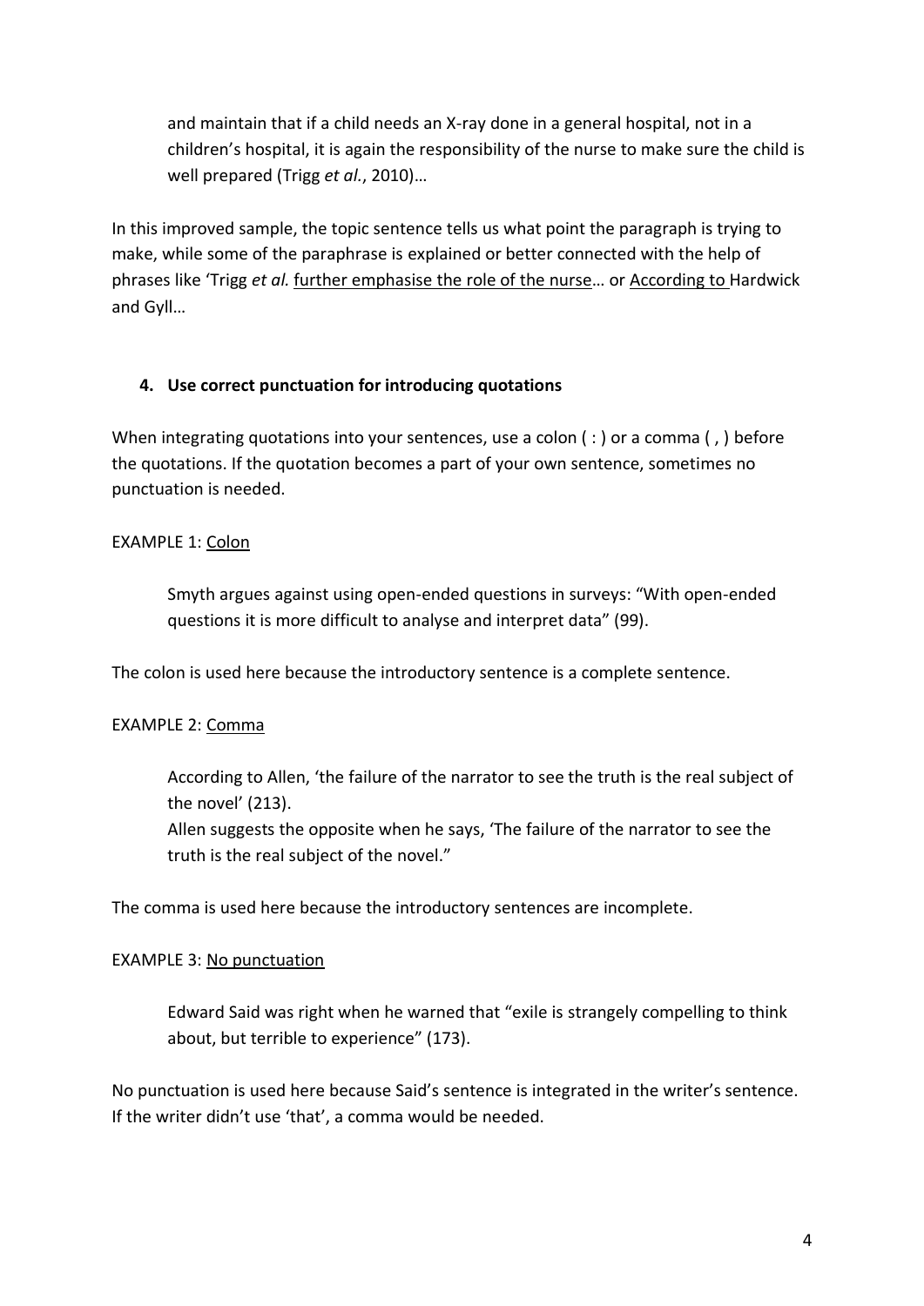> and maintain that if a child needs an X-ray done in a general hospital, not in a children's hospital, it is again the responsibility of the nurse to make sure the child is well prepared (Trigg *et al.*, 2010)…

In this improved sample, the topic sentence tells us what point the paragraph is trying to make, while some of the paraphrase is explained or better connected with the help of phrases like 'Trigg *et al.* <u>further emphasise the role of the nurse</u>… or <u>According to</u> Hardwick and Gyll…

#### 4. Use correct punctuation for introducing quotations

When integrating quotations into your sentences, use a colon ( : ) or a comma ( , ) before the quotations. If the quotation becomes a part of your own sentence, sometimes no punctuation is needed.

EXAMPLE 1: <u>Colon</u>

> Smyth argues against using open-ended questions in surveys: "With open-ended questions it is more difficult to analyse and interpret data" (99).

The colon is used here because the introductory sentence is a complete sentence.

EXAMPLE 2: <u>Comma</u>

> According to Allen, 'the failure of the narrator to see the truth is the real subject of the novel' (213).
> Allen suggests the opposite when he says, 'The failure of the narrator to see the truth is the real subject of the novel."

The comma is used here because the introductory sentences are incomplete.

EXAMPLE 3: <u>No punctuation</u>

> Edward Said was right when he warned that "exile is strangely compelling to think about, but terrible to experience" (173).

No punctuation is used here because Said's sentence is integrated in the writer's sentence. If the writer didn't use 'that', a comma would be needed.